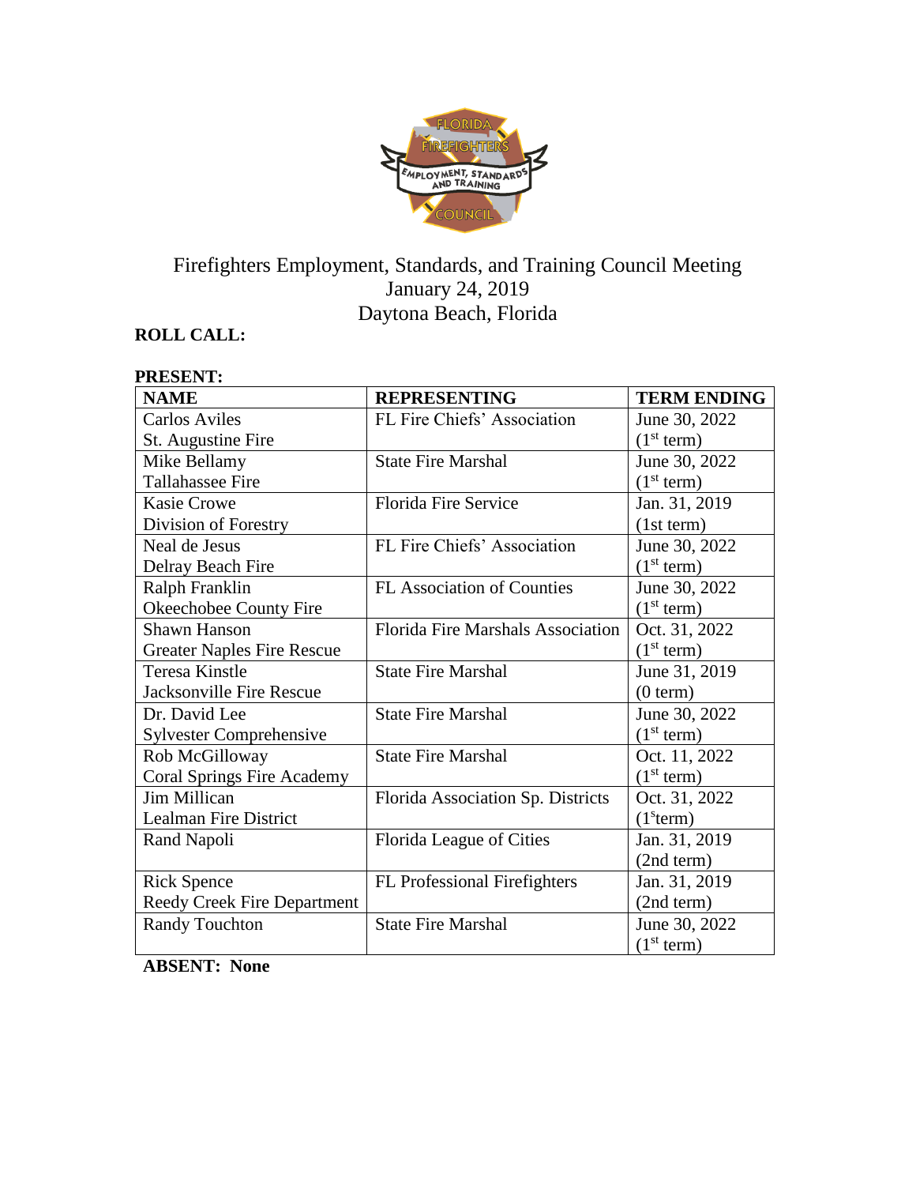Firefighters Employment, Standards, and Training Council Meeting
January 24, 2019
Daytona Beach, Florida

**ROLL CALL:**

**PRESENT:**

| **NAME** | **REPRESENTING** | **TERM ENDING** |
|---|---|---|
| Carlos Aviles<br>St. Augustine Fire | FL Fire Chiefs' Association | June 30, 2022<br>(1st term) |
| Mike Bellamy<br>Tallahassee Fire | State Fire Marshal | June 30, 2022<br>(1st term) |
| Kasie Crowe<br>Division of Forestry | Florida Fire Service | Jan. 31, 2019<br>(1st term) |
| Neal de Jesus<br>Delray Beach Fire | FL Fire Chiefs' Association | June 30, 2022<br>(1st term) |
| Ralph Franklin<br>Okeechobee County Fire | FL Association of Counties | June 30, 2022<br>(1st term) |
| Shawn Hanson<br>Greater Naples Fire Rescue | Florida Fire Marshals Association | Oct. 31, 2022<br>(1st term) |
| Teresa Kinstle<br>Jacksonville Fire Rescue | State Fire Marshal | June 31, 2019<br>(0 term) |
| Dr. David Lee<br>Sylvester Comprehensive | State Fire Marshal | June 30, 2022<br>(1st term) |
| Rob McGilloway<br>Coral Springs Fire Academy | State Fire Marshal | Oct. 11, 2022<br>(1st term) |
| Jim Millican<br>Lealman Fire District | Florida Association Sp. Districts | Oct. 31, 2022<br>(1sterm) |
| Rand Napoli | Florida League of Cities | Jan. 31, 2019<br>(2nd term) |
| Rick Spence<br>Reedy Creek Fire Department | FL Professional Firefighters | Jan. 31, 2019<br>(2nd term) |
| Randy Touchton | State Fire Marshal | June 30, 2022<br>(1st term) |

**ABSENT: None**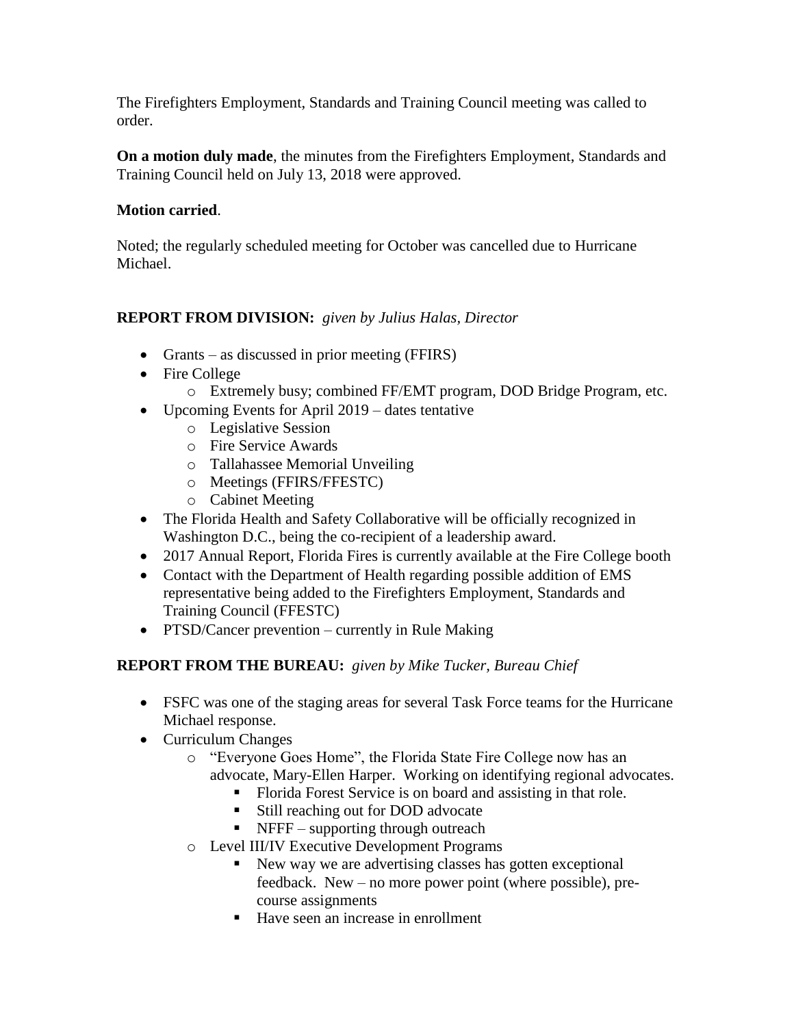The Firefighters Employment, Standards and Training Council meeting was called to order.

**On a motion duly made**, the minutes from the Firefighters Employment, Standards and Training Council held on July 13, 2018 were approved.

**Motion carried**.

Noted; the regularly scheduled meeting for October was cancelled due to Hurricane Michael.

**REPORT FROM DIVISION:** *given by Julius Halas, Director*

- Grants – as discussed in prior meeting (FFIRS)
- Fire College
  - Extremely busy; combined FF/EMT program, DOD Bridge Program, etc.
- Upcoming Events for April 2019 – dates tentative
  - Legislative Session
  - Fire Service Awards
  - Tallahassee Memorial Unveiling
  - Meetings (FFIRS/FFESTC)
  - Cabinet Meeting
- The Florida Health and Safety Collaborative will be officially recognized in Washington D.C., being the co-recipient of a leadership award.
- 2017 Annual Report, Florida Fires is currently available at the Fire College booth
- Contact with the Department of Health regarding possible addition of EMS representative being added to the Firefighters Employment, Standards and Training Council (FFESTC)
- PTSD/Cancer prevention – currently in Rule Making

**REPORT FROM THE BUREAU:** *given by Mike Tucker, Bureau Chief*

- FSFC was one of the staging areas for several Task Force teams for the Hurricane Michael response.
- Curriculum Changes
  - "Everyone Goes Home", the Florida State Fire College now has an advocate, Mary-Ellen Harper. Working on identifying regional advocates.
    - Florida Forest Service is on board and assisting in that role.
    - Still reaching out for DOD advocate
    - NFFF – supporting through outreach
  - Level III/IV Executive Development Programs
    - New way we are advertising classes has gotten exceptional feedback. New – no more power point (where possible), pre-course assignments
    - Have seen an increase in enrollment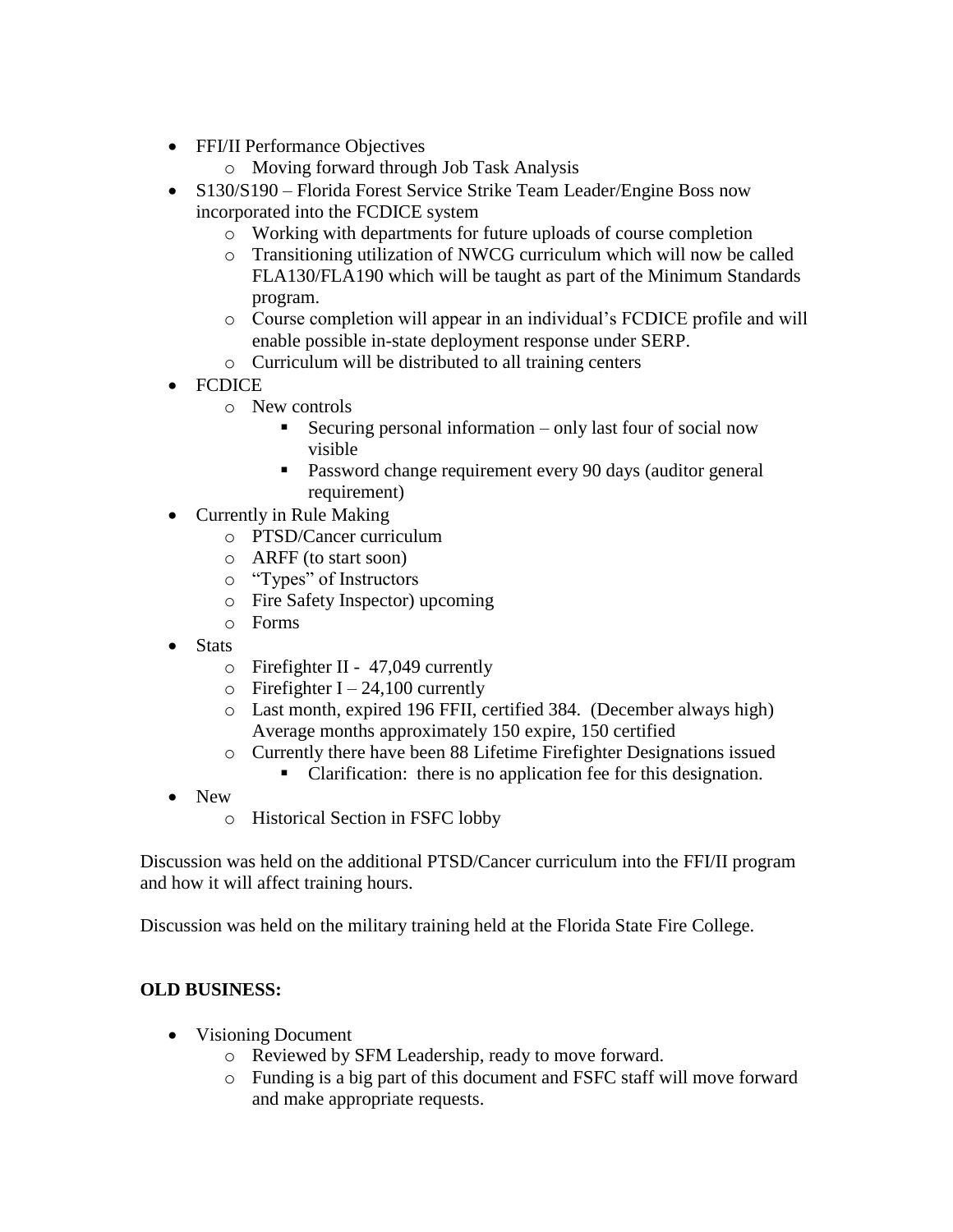- FFI/II Performance Objectives
  - Moving forward through Job Task Analysis
- S130/S190 – Florida Forest Service Strike Team Leader/Engine Boss now incorporated into the FCDICE system
  - Working with departments for future uploads of course completion
  - Transitioning utilization of NWCG curriculum which will now be called FLA130/FLA190 which will be taught as part of the Minimum Standards program.
  - Course completion will appear in an individual's FCDICE profile and will enable possible in-state deployment response under SERP.
  - Curriculum will be distributed to all training centers
- FCDICE
  - New controls
    - Securing personal information – only last four of social now visible
    - Password change requirement every 90 days (auditor general requirement)
- Currently in Rule Making
  - PTSD/Cancer curriculum
  - ARFF (to start soon)
  - "Types" of Instructors
  - Fire Safety Inspector) upcoming
  - Forms
- Stats
  - Firefighter II - 47,049 currently
  - Firefighter I – 24,100 currently
  - Last month, expired 196 FFII, certified 384. (December always high) Average months approximately 150 expire, 150 certified
  - Currently there have been 88 Lifetime Firefighter Designations issued
    - Clarification: there is no application fee for this designation.
- New
  - Historical Section in FSFC lobby

Discussion was held on the additional PTSD/Cancer curriculum into the FFI/II program and how it will affect training hours.

Discussion was held on the military training held at the Florida State Fire College.

**OLD BUSINESS:**

- Visioning Document
  - Reviewed by SFM Leadership, ready to move forward.
  - Funding is a big part of this document and FSFC staff will move forward and make appropriate requests.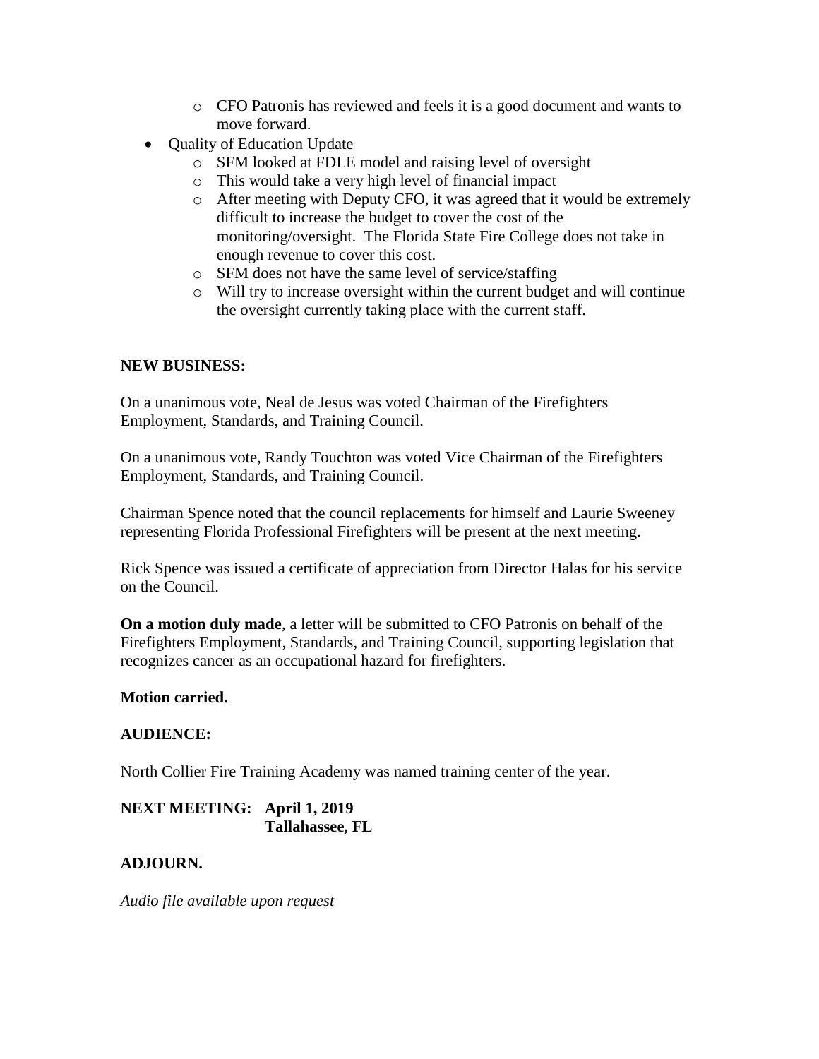- CFO Patronis has reviewed and feels it is a good document and wants to move forward.
- Quality of Education Update
    - SFM looked at FDLE model and raising level of oversight
    - This would take a very high level of financial impact
    - After meeting with Deputy CFO, it was agreed that it would be extremely difficult to increase the budget to cover the cost of the monitoring/oversight. The Florida State Fire College does not take in enough revenue to cover this cost.
    - SFM does not have the same level of service/staffing
    - Will try to increase oversight within the current budget and will continue the oversight currently taking place with the current staff.

**NEW BUSINESS:**

On a unanimous vote, Neal de Jesus was voted Chairman of the Firefighters Employment, Standards, and Training Council.

On a unanimous vote, Randy Touchton was voted Vice Chairman of the Firefighters Employment, Standards, and Training Council.

Chairman Spence noted that the council replacements for himself and Laurie Sweeney representing Florida Professional Firefighters will be present at the next meeting.

Rick Spence was issued a certificate of appreciation from Director Halas for his service on the Council.

**On a motion duly made**, a letter will be submitted to CFO Patronis on behalf of the Firefighters Employment, Standards, and Training Council, supporting legislation that recognizes cancer as an occupational hazard for firefighters.

**Motion carried.**

**AUDIENCE:**

North Collier Fire Training Academy was named training center of the year.

**NEXT MEETING: April 1, 2019**
**Tallahassee, FL**

**ADJOURN.**

*Audio file available upon request*